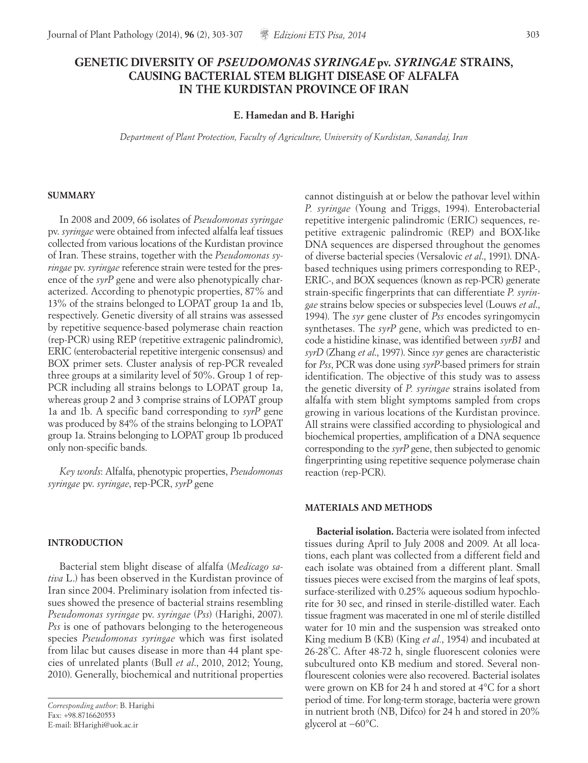# GENETIC DIVERSITY OF *PSEUDOMONAS SYRINGAE* pv. *SYRINGAE* STRAINS, CAUSING BACTERIAL STEM BLIGHT DISEASE OF ALFALFA IN THE KURDISTAN PROVINCE OF IRAN

**E. Hamedan and B. Harighi**

*Department of Plant Protection, Faculty of Agriculture, University of Kurdistan, Sanandaj, Iran*

## SUMMARY

In 2008 and 2009, 66 isolates of *Pseudomonas syringae* pv. *syringae* were obtained from infected alfalfa leaf tissues collected from various locations of the Kurdistan province of Iran. These strains, together with the *Pseudomonas syringae* pv. *syringae* reference strain were tested for the presence of the *syrP* gene and were also phenotypically characterized. According to phenotypic properties, 87% and 13% of the strains belonged to LOPAT group 1a and 1b, respectively. Genetic diversity of all strains was assessed by repetitive sequence-based polymerase chain reaction (rep-PCR) using REP (repetitive extragenic palindromic), ERIC (enterobacterial repetitive intergenic consensus) and BOX primer sets. Cluster analysis of rep-PCR revealed three groups at a similarity level of 50%. Group 1 of rep-PCR including all strains belongs to LOPAT group 1a, whereas group 2 and 3 comprise strains of LOPAT group 1a and 1b. A specific band corresponding to *syrP* gene was produced by 84% of the strains belonging to LOPAT group 1a. Strains belonging to LOPAT group 1b produced only non-specific bands.

*Key words*: Alfalfa, phenotypic properties, *Pseudomonas syringae* pv. *syringae*, rep-PCR, *syrP* gene

## INTRODUCTION

Bacterial stem blight disease of alfalfa (*Medicago sativa* L.) has been observed in the Kurdistan province of Iran since 2004. Preliminary isolation from infected tissues showed the presence of bacterial strains resembling *Pseudomonas syringae* pv. *syringae* (*Pss*) (Harighi, 2007). *Pss* is one of pathovars belonging to the heterogeneous species *Pseudomonas syringae* which was first isolated from lilac but causes disease in more than 44 plant species of unrelated plants (Bull *et al*., 2010, 2012; Young, 2010). Generally, biochemical and nutritional properties cannot distinguish at or below the pathovar level within *P. syringae* (Young and Triggs, 1994). Enterobacterial repetitive intergenic palindromic (ERIC) sequences, repetitive extragenic palindromic (REP) and BOX-like DNA sequences are dispersed throughout the genomes of diverse bacterial species (Versalovic *et al*., 1991). DNA-based techniques using primers corresponding to REP-, ERIC-, and BOX sequences (known as rep-PCR) generate strain-specific fingerprints that can differentiate *P. syringae* strains below species or subspecies level (Louws *et al*., 1994). The *syr* gene cluster of *Pss* encodes syringomycin synthetases. The *syrP* gene, which was predicted to encode a histidine kinase, was identified between *syrB1* and *syrD* (Zhang *et al*., 1997). Since *syr* genes are characteristic for *Pss*, PCR was done using *syrP*-based primers for strain identification. The objective of this study was to assess the genetic diversity of *P. syringae* strains isolated from alfalfa with stem blight symptoms sampled from crops growing in various locations of the Kurdistan province. All strains were classified according to physiological and biochemical properties, amplification of a DNA sequence corresponding to the *syrP* gene, then subjected to genomic fingerprinting using repetitive sequence polymerase chain reaction (rep-PCR).

## MATERIALS AND METHODS

**Bacterial isolation.** Bacteria were isolated from infected tissues during April to July 2008 and 2009. At all locations, each plant was collected from a different field and each isolate was obtained from a different plant. Small tissues pieces were excised from the margins of leaf spots, surface-sterilized with 0.25% aqueous sodium hypochlorite for 30 sec, and rinsed in sterile-distilled water. Each tissue fragment was macerated in one ml of sterile distilled water for 10 min and the suspension was streaked onto King medium B (KB) (King *et al*., 1954) and incubated at 26-28°C. After 48-72 h, single fluorescent colonies were subcultured onto KB medium and stored. Several non-flourescent colonies were also recovered. Bacterial isolates were grown on KB for 24 h and stored at 4°C for a short period of time. For long-term storage, bacteria were grown in nutrient broth (NB, Difco) for 24 h and stored in 20% glycerol at −60°C.

*Corresponding author*: B. Harighi
Fax: +98.8716620553
E-mail: BHarighi@uok.ac.ir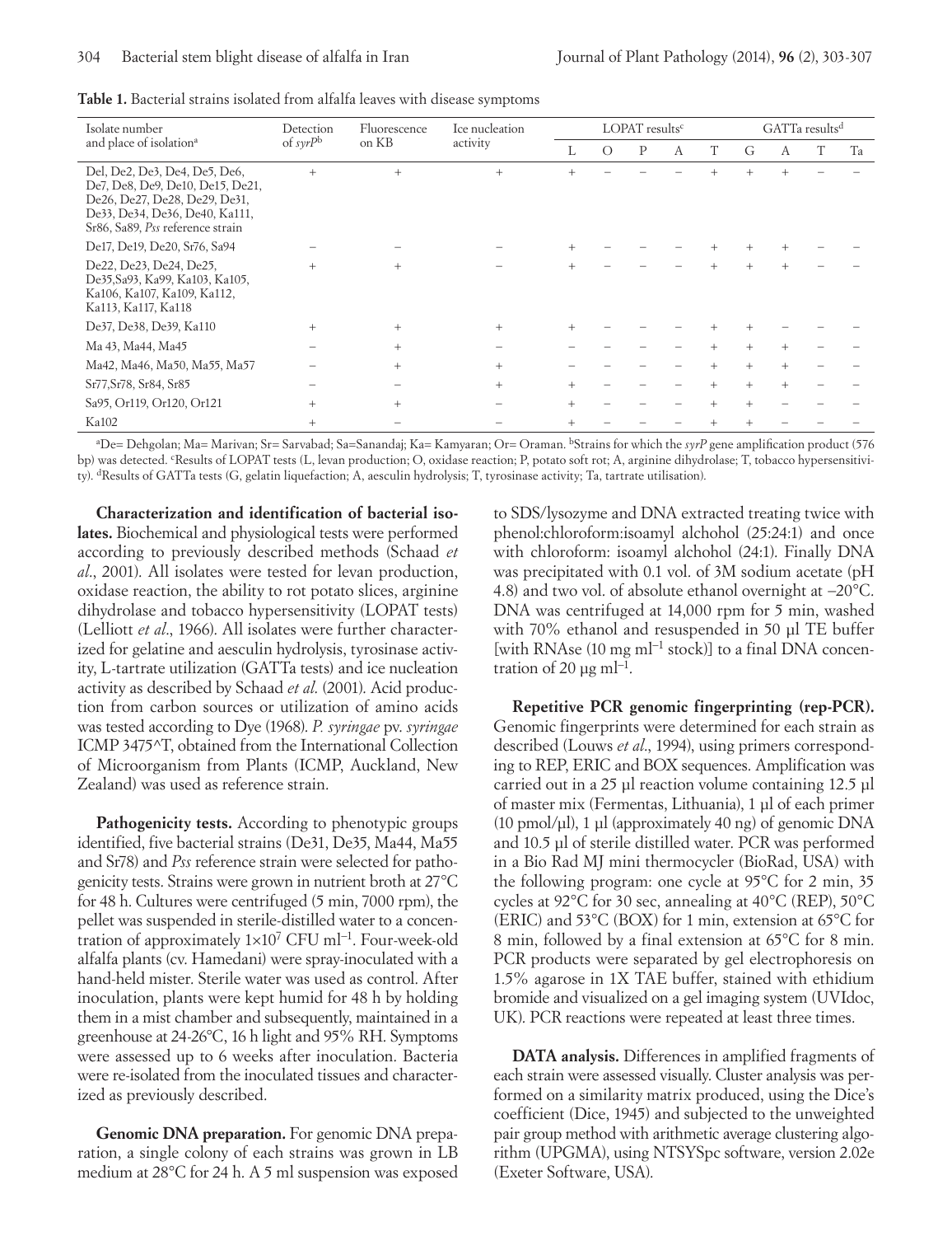**Table 1.** Bacterial strains isolated from alfalfa leaves with disease symptoms

| Isolate number and place of isolation[a] | Detection of *syrP*[b] | Fluorescence on KB | Ice nucleation activity | LOPAT results[c] | | | | | GATTa results[d] | | | |
|---|---|---|---|---|---|---|---|---|---|---|---|---|
| | | | | L | O | P | A | T | G | A | T | Ta |
| De1, De2, De3, De4, De5, De6, De7, De8, De9, De10, De15, De21, De26, De27, De28, De29, De31, De33, De34, De36, De40, Ka111, Sr86, Sa89, *Pss* reference strain | + | + | + | + | – | – | – | + | + | + | – | – |
| De17, De19, De20, Sr76, Sa94 | – | – | – | + | – | – | – | + | + | + | – | – |
| De22, De23, De24, De25, De35,Sa93, Ka99, Ka103, Ka105, Ka106, Ka107, Ka109, Ka112, Ka113, Ka117, Ka118 | + | + | – | + | – | – | – | + | + | + | – | – |
| De37, De38, De39, Ka110 | + | + | + | + | – | – | – | + | + | – | – | – |
| Ma 43, Ma44, Ma45 | – | + | – | – | – | – | – | + | + | + | – | – |
| Ma42, Ma46, Ma50, Ma55, Ma57 | – | + | + | – | – | – | – | + | + | + | – | – |
| Sr77,Sr78, Sr84, Sr85 | – | – | + | + | – | – | – | + | + | + | – | – |
| Sa95, Or119, Or120, Or121 | + | + | – | + | – | – | – | + | + | – | – | – |
| Ka102 | + | – | – | + | – | – | – | + | + | – | – | – |

[a]De= Dehgolan; Ma= Marivan; Sr= Sarvabad; Sa=Sanandaj; Ka= Kamyaran; Or= Oraman. [b]Strains for which the *syrP* gene amplification product (576 bp) was detected. [c]Results of LOPAT tests (L, levan production; O, oxidase reaction; P, potato soft rot; A, arginine dihydrolase; T, tobacco hypersensitivity). [d]Results of GATTa tests (G, gelatin liquefaction; A, aesculin hydrolysis; T, tyrosinase activity; Ta, tartrate utilisation).

**Characterization and identification of bacterial isolates.** Biochemical and physiological tests were performed according to previously described methods (Schaad *et al*., 2001). All isolates were tested for levan production, oxidase reaction, the ability to rot potato slices, arginine dihydrolase and tobacco hypersensitivity (LOPAT tests) (Lelliott *et al*., 1966). All isolates were further characterized for gelatine and aesculin hydrolysis, tyrosinase activity, L-tartrate utilization (GATTa tests) and ice nucleation activity as described by Schaad *et al*. (2001). Acid production from carbon sources or utilization of amino acids was tested according to Dye (1968). *P. syringae* pv. *syringae* ICMP 3475^T, obtained from the International Collection of Microorganism from Plants (ICMP, Auckland, New Zealand) was used as reference strain.

**Pathogenicity tests.** According to phenotypic groups identified, five bacterial strains (De31, De35, Ma44, Ma55 and Sr78) and *Pss* reference strain were selected for pathogenicity tests. Strains were grown in nutrient broth at 27°C for 48 h. Cultures were centrifuged (5 min, 7000 rpm), the pellet was suspended in sterile-distilled water to a concentration of approximately $1\times10^7$ CFU ml$^{-1}$. Four-week-old alfalfa plants (cv. Hamedani) were spray-inoculated with a hand-held mister. Sterile water was used as control. After inoculation, plants were kept humid for 48 h by holding them in a mist chamber and subsequently, maintained in a greenhouse at 24-26°C, 16 h light and 95% RH. Symptoms were assessed up to 6 weeks after inoculation. Bacteria were re-isolated from the inoculated tissues and characterized as previously described.

**Genomic DNA preparation.** For genomic DNA preparation, a single colony of each strains was grown in LB medium at 28°C for 24 h. A 5 ml suspension was exposed to SDS/lysozyme and DNA extracted treating twice with phenol:chloroform:isoamyl alchohol (25:24:1) and once with chloroform: isoamyl alchohol (24:1). Finally DNA was precipitated with 0.1 vol. of 3M sodium acetate (pH 4.8) and two vol. of absolute ethanol overnight at –20°C. DNA was centrifuged at 14,000 rpm for 5 min, washed with 70% ethanol and resuspended in 50 µl TE buffer [with RNAse (10 mg ml$^{-1}$ stock)] to a final DNA concentration of 20 µg ml$^{-1}$.

**Repetitive PCR genomic fingerprinting (rep-PCR).** Genomic fingerprints were determined for each strain as described (Louws *et al*., 1994), using primers corresponding to REP, ERIC and BOX sequences. Amplification was carried out in a 25 µl reaction volume containing 12.5 µl of master mix (Fermentas, Lithuania), 1 µl of each primer (10 pmol/µl), 1 µl (approximately 40 ng) of genomic DNA and 10.5 µl of sterile distilled water. PCR was performed in a Bio Rad MJ mini thermocycler (BioRad, USA) with the following program: one cycle at 95°C for 2 min, 35 cycles at 92°C for 30 sec, annealing at 40°C (REP), 50°C (ERIC) and 53°C (BOX) for 1 min, extension at 65°C for 8 min, followed by a final extension at 65°C for 8 min. PCR products were separated by gel electrophoresis on 1.5% agarose in 1X TAE buffer, stained with ethidium bromide and visualized on a gel imaging system (UVIdoc, UK). PCR reactions were repeated at least three times.

**DATA analysis.** Differences in amplified fragments of each strain were assessed visually. Cluster analysis was performed on a similarity matrix produced, using the Dice's coefficient (Dice, 1945) and subjected to the unweighted pair group method with arithmetic average clustering algorithm (UPGMA), using NTSYSpc software, version 2.02e (Exeter Software, USA).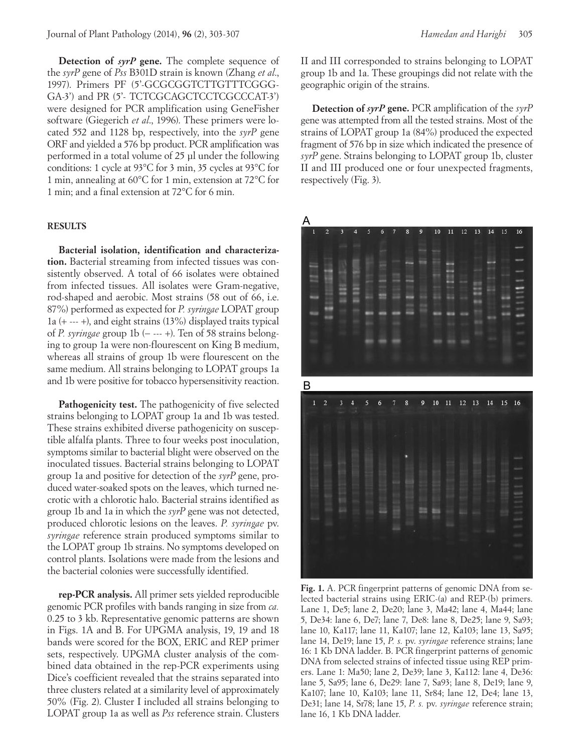**Detection of *syrP* gene.** The complete sequence of the *syrP* gene of *Pss* B301D strain is known (Zhang *et al*., 1997). Primers PF (5'-GCGCGGTCTTGTTTCGGG-GA-3') and PR (5'- TCTCGCAGCTCCTCGCCCAT-3') were designed for PCR amplification using GeneFisher software (Giegerich *et al*., 1996). These primers were located 552 and 1128 bp, respectively, into the *syrP* gene ORF and yielded a 576 bp product. PCR amplification was performed in a total volume of 25 µl under the following conditions: 1 cycle at 93°C for 3 min, 35 cycles at 93°C for 1 min, annealing at 60°C for 1 min, extension at 72°C for 1 min; and a final extension at 72°C for 6 min.

## RESULTS

**Bacterial isolation, identification and characterization.** Bacterial streaming from infected tissues was consistently observed. A total of 66 isolates were obtained from infected tissues. All isolates were Gram-negative, rod-shaped and aerobic. Most strains (58 out of 66, i.e. 87%) performed as expected for *P. syringae* LOPAT group 1a (+ --- +), and eight strains (13%) displayed traits typical of *P. syringae* group 1b (– --- +). Ten of 58 strains belonging to group 1a were non-flourescent on King B medium, whereas all strains of group 1b were flourescent on the same medium. All strains belonging to LOPAT groups 1a and 1b were positive for tobacco hypersensitivity reaction.

**Pathogenicity test.** The pathogenicity of five selected strains belonging to LOPAT group 1a and 1b was tested. These strains exhibited diverse pathogenicity on susceptible alfalfa plants. Three to four weeks post inoculation, symptoms similar to bacterial blight were observed on the inoculated tissues. Bacterial strains belonging to LOPAT group 1a and positive for detection of the *syrP* gene, produced water-soaked spots on the leaves, which turned necrotic with a chlorotic halo. Bacterial strains identified as group 1b and 1a in which the *syrP* gene was not detected, produced chlorotic lesions on the leaves. *P. syringae* pv. *syringae* reference strain produced symptoms similar to the LOPAT group 1b strains. No symptoms developed on control plants. Isolations were made from the lesions and the bacterial colonies were successfully identified.

**rep-PCR analysis.** All primer sets yielded reproducible genomic PCR profiles with bands ranging in size from *ca.* 0.25 to 3 kb. Representative genomic patterns are shown in Figs. 1A and B. For UPGMA analysis, 19, 19 and 18 bands were scored for the BOX, ERIC and REP primer sets, respectively. UPGMA cluster analysis of the combined data obtained in the rep-PCR experiments using Dice's coefficient revealed that the strains separated into three clusters related at a similarity level of approximately 50% (Fig. 2). Cluster I included all strains belonging to LOPAT group 1a as well as *Pss* reference strain. Clusters II and III corresponded to strains belonging to LOPAT group 1b and 1a. These groupings did not relate with the geographic origin of the strains.

**Detection of *syrP* gene.** PCR amplification of the *syrP* gene was attempted from all the tested strains. Most of the strains of LOPAT group 1a (84%) produced the expected fragment of 576 bp in size which indicated the presence of *syrP* gene. Strains belonging to LOPAT group 1b, cluster II and III produced one or four unexpected fragments, respectively (Fig. 3).

**Fig. 1.** A. PCR fingerprint patterns of genomic DNA from selected bacterial strains using ERIC-(a) and REP-(b) primers. Lane 1, De5; lane 2, De20; lane 3, Ma42; lane 4, Ma44; lane 5, De34: lane 6, De7; lane 7, De8: lane 8, De25; lane 9, Sa93; lane 10, Ka117; lane 11, Ka107; lane 12, Ka103; lane 13, Sa95; lane 14, De19; lane 15, *P. s.* pv. *syringae* reference strains; lane 16: 1 Kb DNA ladder. B. PCR fingerprint patterns of genomic DNA from selected strains of infected tissue using REP primers. Lane 1: Ma50; lane 2, De39; lane 3, Ka112: lane 4, De36: lane 5, Sa95; lane 6, De29: lane 7, Sa93; lane 8, De19; lane 9, Ka107; lane 10, Ka103; lane 11, Sr84; lane 12, De4; lane 13, De31; lane 14, Sr78; lane 15, *P. s.* pv. *syringae* reference strain; lane 16, 1 Kb DNA ladder.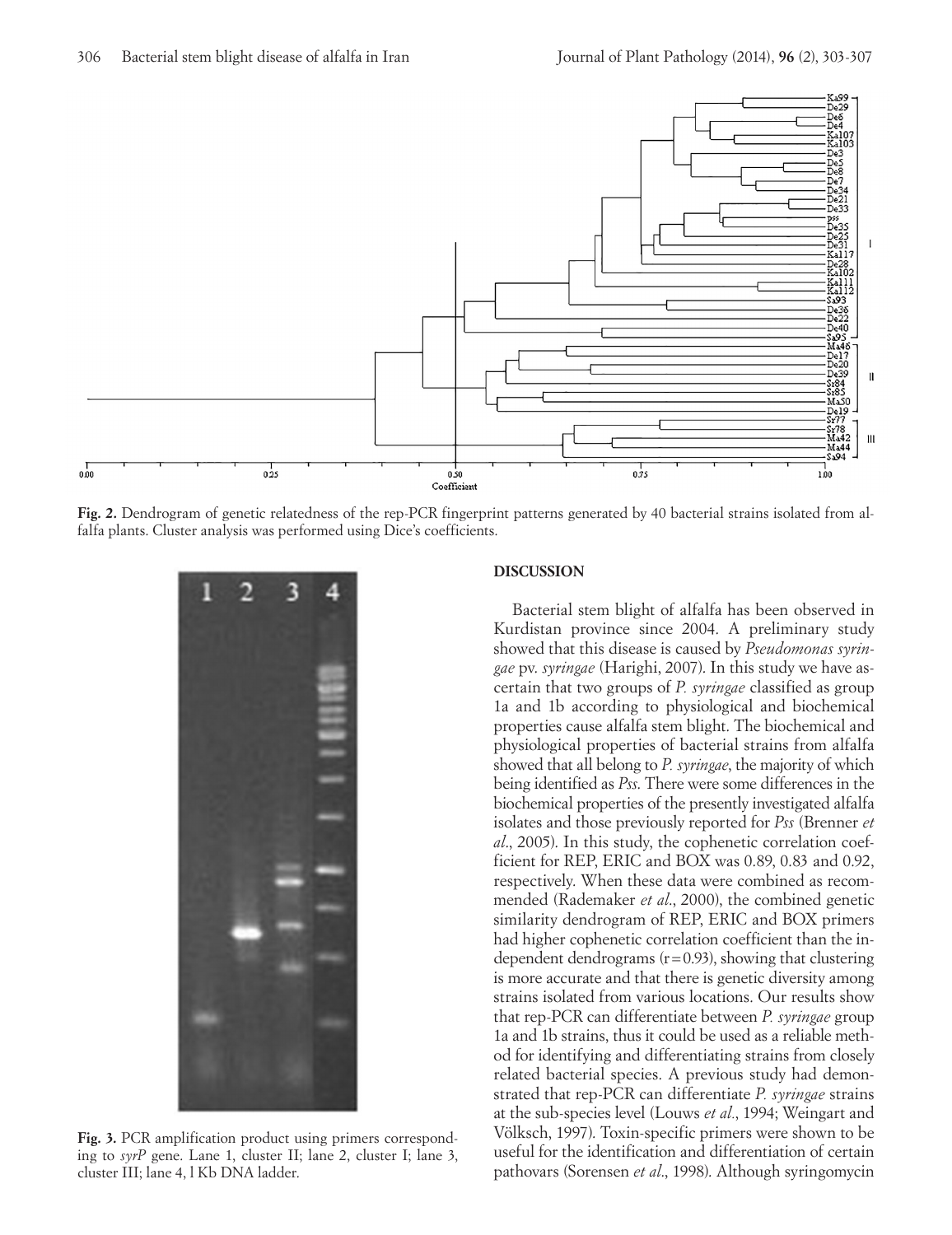**Fig. 2.** Dendrogram of genetic relatedness of the rep-PCR fingerprint patterns generated by 40 bacterial strains isolated from alfalfa plants. Cluster analysis was performed using Dice's coefficients.

**Fig. 3.** PCR amplification product using primers corresponding to *syrP* gene. Lane 1, cluster II; lane 2, cluster I; lane 3, cluster III; lane 4, l Kb DNA ladder.

## DISCUSSION

Bacterial stem blight of alfalfa has been observed in Kurdistan province since 2004. A preliminary study showed that this disease is caused by *Pseudomonas syringae* pv. *syringae* (Harighi, 2007). In this study we have ascertain that two groups of *P. syringae* classified as group 1a and 1b according to physiological and biochemical properties cause alfalfa stem blight. The biochemical and physiological properties of bacterial strains from alfalfa showed that all belong to *P. syringae*, the majority of which being identified as *Pss*. There were some differences in the biochemical properties of the presently investigated alfalfa isolates and those previously reported for *Pss* (Brenner *et al*., 2005). In this study, the cophenetic correlation coefficient for REP, ERIC and BOX was 0.89, 0.83 and 0.92, respectively. When these data were combined as recommended (Rademaker *et al*., 2000), the combined genetic similarity dendrogram of REP, ERIC and BOX primers had higher cophenetic correlation coefficient than the independent dendrograms ($r = 0.93$), showing that clustering is more accurate and that there is genetic diversity among strains isolated from various locations. Our results show that rep-PCR can differentiate between *P. syringae* group 1a and 1b strains, thus it could be used as a reliable method for identifying and differentiating strains from closely related bacterial species. A previous study had demonstrated that rep-PCR can differentiate *P. syringae* strains at the sub-species level (Louws *et al*., 1994; Weingart and Völksch, 1997). Toxin-specific primers were shown to be useful for the identification and differentiation of certain pathovars (Sorensen *et al*., 1998). Although syringomycin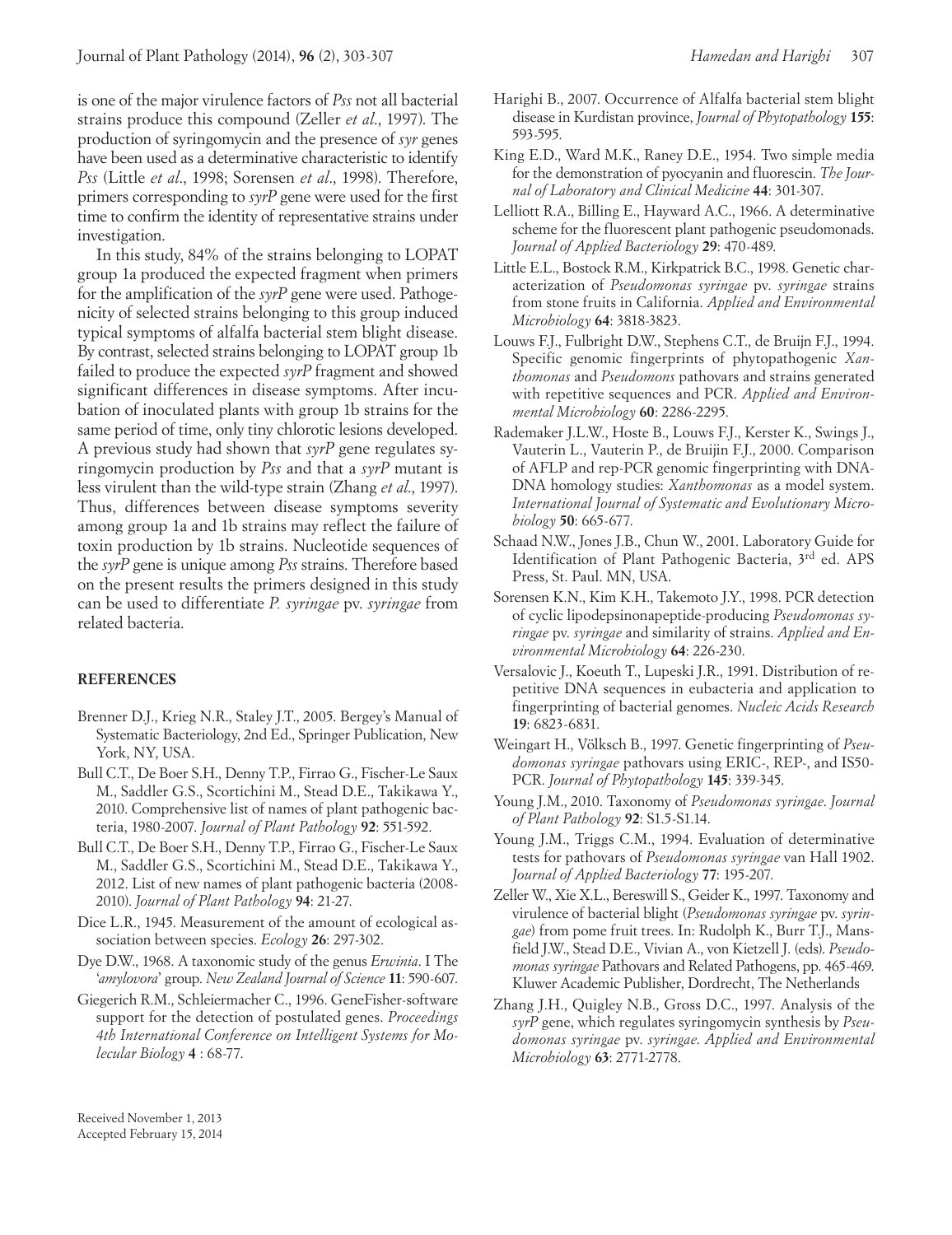is one of the major virulence factors of *Pss* not all bacterial strains produce this compound (Zeller *et al*., 1997). The production of syringomycin and the presence of *syr* genes have been used as a determinative characteristic to identify *Pss* (Little *et al*., 1998; Sorensen *et al*., 1998). Therefore, primers corresponding to *syrP* gene were used for the first time to confirm the identity of representative strains under investigation.

In this study, 84% of the strains belonging to LOPAT group 1a produced the expected fragment when primers for the amplification of the *syrP* gene were used. Pathogenicity of selected strains belonging to this group induced typical symptoms of alfalfa bacterial stem blight disease. By contrast, selected strains belonging to LOPAT group 1b failed to produce the expected *syrP* fragment and showed significant differences in disease symptoms. After incubation of inoculated plants with group 1b strains for the same period of time, only tiny chlorotic lesions developed. A previous study had shown that *syrP* gene regulates syringomycin production by *Pss* and that a *syrP* mutant is less virulent than the wild-type strain (Zhang *et al*., 1997). Thus, differences between disease symptoms severity among group 1a and 1b strains may reflect the failure of toxin production by 1b strains. Nucleotide sequences of the *syrP* gene is unique among *Pss* strains. Therefore based on the present results the primers designed in this study can be used to differentiate *P. syringae* pv. *syringae* from related bacteria.

## REFERENCES

Brenner D.J., Krieg N.R., Staley J.T., 2005. Bergey's Manual of Systematic Bacteriology, 2nd Ed., Springer Publication, New York, NY, USA.

Bull C.T., De Boer S.H., Denny T.P., Firrao G., Fischer-Le Saux M., Saddler G.S., Scortichini M., Stead D.E., Takikawa Y., 2010. Comprehensive list of names of plant pathogenic bacteria, 1980-2007. *Journal of Plant Pathology* **92**: 551-592.

Bull C.T., De Boer S.H., Denny T.P., Firrao G., Fischer-Le Saux M., Saddler G.S., Scortichini M., Stead D.E., Takikawa Y., 2012. List of new names of plant pathogenic bacteria (2008-2010). *Journal of Plant Pathology* **94**: 21-27.

Dice L.R., 1945. Measurement of the amount of ecological association between species. *Ecology* **26**: 297-302.

Dye D.W., 1968. A taxonomic study of the genus *Erwinia*. I The '*amylovora*' group. *New Zealand Journal of Science* **11**: 590-607.

Giegerich R.M., Schleiermacher C., 1996. GeneFisher-software support for the detection of postulated genes. *Proceedings 4th International Conference on Intelligent Systems for Molecular Biology* **4** : 68-77.

Harighi B., 2007. Occurrence of Alfalfa bacterial stem blight disease in Kurdistan province, *Journal of Phytopathology* **155**: 593-595.

King E.D., Ward M.K., Raney D.E., 1954. Two simple media for the demonstration of pyocyanin and fluorescin. *The Journal of Laboratory and Clinical Medicine* **44**: 301-307.

Lelliott R.A., Billing E., Hayward A.C., 1966. A determinative scheme for the fluorescent plant pathogenic pseudomonads. *Journal of Applied Bacteriology* **29**: 470-489.

Little E.L., Bostock R.M., Kirkpatrick B.C., 1998. Genetic characterization of *Pseudomonas syringae* pv. *syringae* strains from stone fruits in California. *Applied and Environmental Microbiology* **64**: 3818-3823.

Louws F.J., Fulbright D.W., Stephens C.T., de Bruijn F.J., 1994. Specific genomic fingerprints of phytopathogenic *Xanthomonas* and *Pseudomons* pathovars and strains generated with repetitive sequences and PCR. *Applied and Environmental Microbiology* **60**: 2286-2295.

Rademaker J.L.W., Hoste B., Louws F.J., Kerster K., Swings J., Vauterin L., Vauterin P., de Bruijin F.J., 2000. Comparison of AFLP and rep-PCR genomic fingerprinting with DNA-DNA homology studies: *Xanthomonas* as a model system. *International Journal of Systematic and Evolutionary Microbiology* **50**: 665-677.

Schaad N.W., Jones J.B., Chun W., 2001. Laboratory Guide for Identification of Plant Pathogenic Bacteria, 3rd ed. APS Press, St. Paul. MN, USA.

Sorensen K.N., Kim K.H., Takemoto J.Y., 1998. PCR detection of cyclic lipodepsinonapeptide-producing *Pseudomonas syringae* pv. *syringae* and similarity of strains. *Applied and Environmental Microbiology* **64**: 226-230.

Versalovic J., Koeuth T., Lupeski J.R., 1991. Distribution of repetitive DNA sequences in eubacteria and application to fingerprinting of bacterial genomes. *Nucleic Acids Research* **19**: 6823-6831.

Weingart H., Völksch B., 1997. Genetic fingerprinting of *Pseudomonas syringae* pathovars using ERIC-, REP-, and IS50-PCR. *Journal of Phytopathology* **145**: 339-345.

Young J.M., 2010. Taxonomy of *Pseudomonas syringae*. *Journal of Plant Pathology* **92**: S1.5-S1.14.

Young J.M., Triggs C.M., 1994. Evaluation of determinative tests for pathovars of *Pseudomonas syringae* van Hall 1902. *Journal of Applied Bacteriology* **77**: 195-207.

Zeller W., Xie X.L., Bereswill S., Geider K., 1997. Taxonomy and virulence of bacterial blight (*Pseudomonas syringae* pv. *syringae*) from pome fruit trees. In: Rudolph K., Burr T.J., Mansfield J.W., Stead D.E., Vivian A., von Kietzell J. (eds). *Pseudomonas syringae* Pathovars and Related Pathogens, pp. 465-469. Kluwer Academic Publisher, Dordrecht, The Netherlands

Zhang J.H., Quigley N.B., Gross D.C., 1997. Analysis of the *syrP* gene, which regulates syringomycin synthesis by *Pseudomonas syringae* pv. *syringae*. *Applied and Environmental Microbiology* **63**: 2771-2778.

Received November 1, 2013
Accepted February 15, 2014